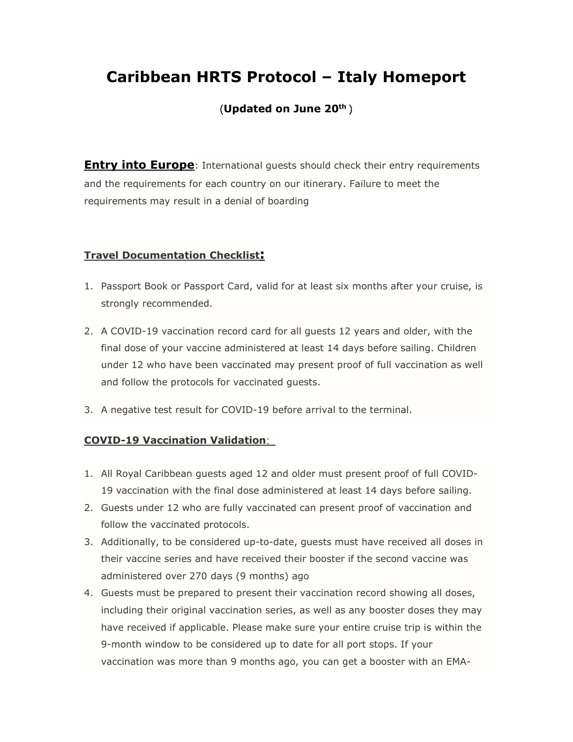# Caribbean HRTS Protocol – Italy Homeport

(**Updated on June 20th**)

**Entry into Europe**: International guests should check their entry requirements and the requirements for each country on our itinerary. Failure to meet the requirements may result in a denial of boarding

## Travel Documentation Checklist:

1. Passport Book or Passport Card, valid for at least six months after your cruise, is strongly recommended.
2. A COVID-19 vaccination record card for all guests 12 years and older, with the final dose of your vaccine administered at least 14 days before sailing. Children under 12 who have been vaccinated may present proof of full vaccination as well and follow the protocols for vaccinated guests.
3. A negative test result for COVID-19 before arrival to the terminal.

## COVID-19 Vaccination Validation:

1. All Royal Caribbean guests aged 12 and older must present proof of full COVID-19 vaccination with the final dose administered at least 14 days before sailing.
2. Guests under 12 who are fully vaccinated can present proof of vaccination and follow the vaccinated protocols.
3. Additionally, to be considered up-to-date, guests must have received all doses in their vaccine series and have received their booster if the second vaccine was administered over 270 days (9 months) ago
4. Guests must be prepared to present their vaccination record showing all doses, including their original vaccination series, as well as any booster doses they may have received if applicable. Please make sure your entire cruise trip is within the 9-month window to be considered up to date for all port stops. If your vaccination was more than 9 months ago, you can get a booster with an EMA-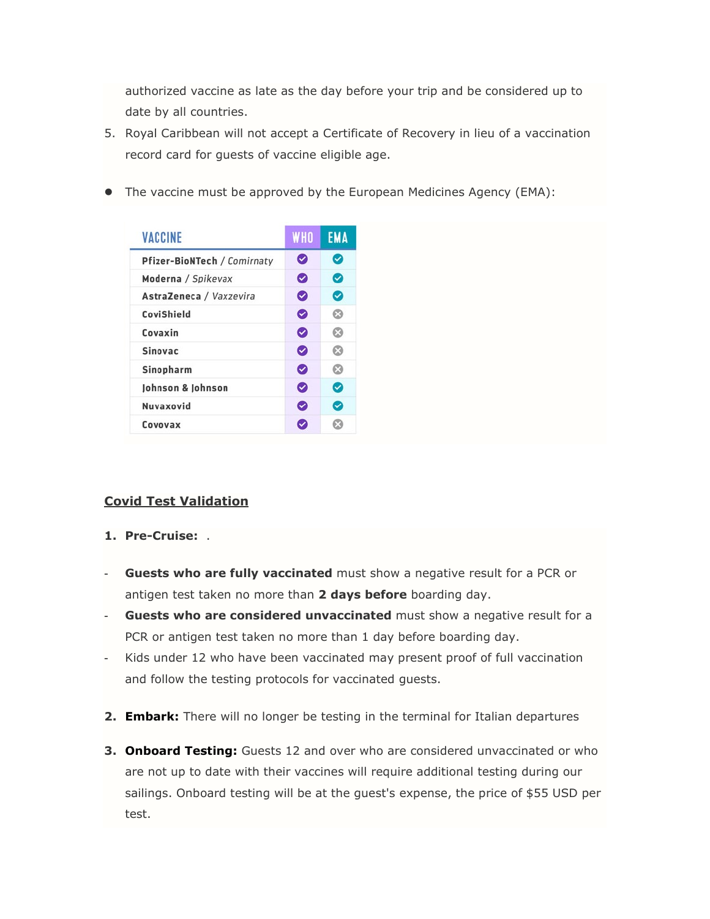authorized vaccine as late as the day before your trip and be considered up to date by all countries.

5. Royal Caribbean will not accept a Certificate of Recovery in lieu of a vaccination record card for guests of vaccine eligible age.

- The vaccine must be approved by the European Medicines Agency (EMA):

| VACCINE | WHO | EMA |
|---|---|---|
| **Pfizer-BioNTech** / *Comirnaty* | ✓ | ✓ |
| **Moderna** / *Spikevax* | ✓ | ✓ |
| **AstraZeneca** / *Vaxzevira* | ✓ | ✓ |
| **CoviShield** | ✓ | ✗ |
| **Covaxin** | ✓ | ✗ |
| **Sinovac** | ✓ | ✗ |
| **Sinopharm** | ✓ | ✗ |
| **Johnson & Johnson** | ✓ | ✓ |
| **Nuvaxovid** | ✓ | ✓ |
| **Covovax** | ✓ | ✗ |

## Covid Test Validation

1. **Pre-Cruise:** .

- **Guests who are fully vaccinated** must show a negative result for a PCR or antigen test taken no more than **2 days before** boarding day.
- **Guests who are considered unvaccinated** must show a negative result for a PCR or antigen test taken no more than 1 day before boarding day.
- Kids under 12 who have been vaccinated may present proof of full vaccination and follow the testing protocols for vaccinated guests.

2. **Embark:** There will no longer be testing in the terminal for Italian departures

3. **Onboard Testing:** Guests 12 and over who are considered unvaccinated or who are not up to date with their vaccines will require additional testing during our sailings. Onboard testing will be at the guest's expense, the price of $55 USD per test.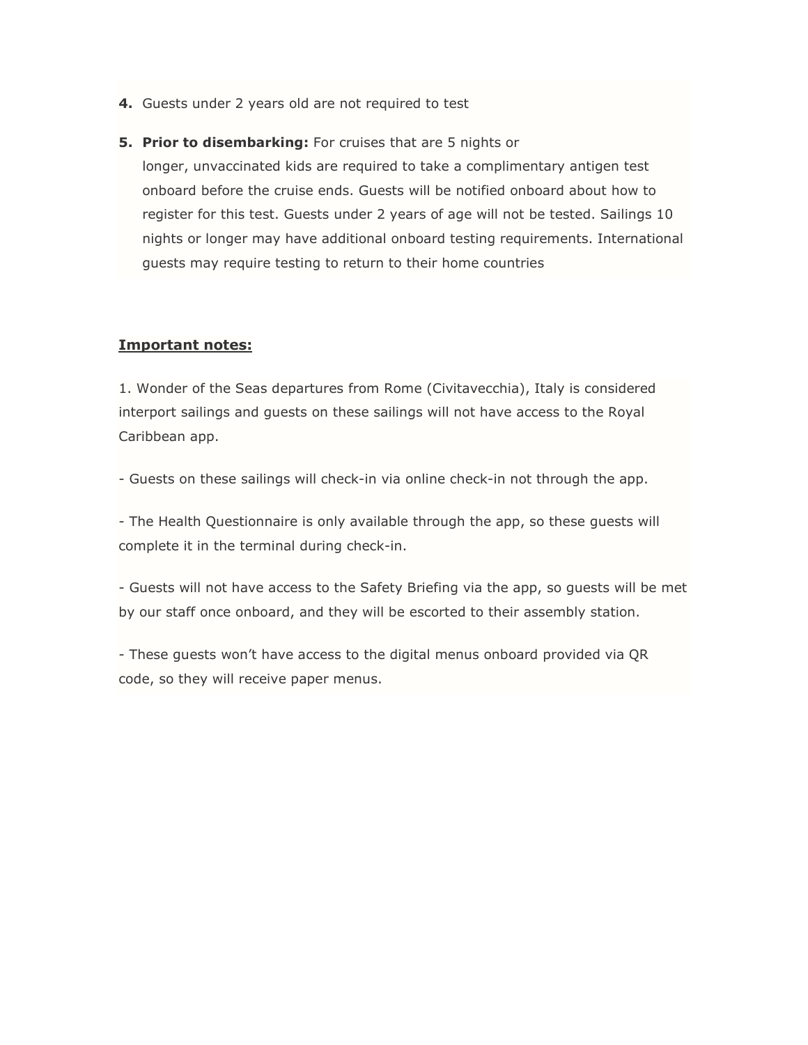4. Guests under 2 years old are not required to test

5. **Prior to disembarking:** For cruises that are 5 nights or longer, unvaccinated kids are required to take a complimentary antigen test onboard before the cruise ends. Guests will be notified onboard about how to register for this test. Guests under 2 years of age will not be tested. Sailings 10 nights or longer may have additional onboard testing requirements. International guests may require testing to return to their home countries

**Important notes:**

1. Wonder of the Seas departures from Rome (Civitavecchia), Italy is considered interport sailings and guests on these sailings will not have access to the Royal Caribbean app.

- Guests on these sailings will check-in via online check-in not through the app.

- The Health Questionnaire is only available through the app, so these guests will complete it in the terminal during check-in.

- Guests will not have access to the Safety Briefing via the app, so guests will be met by our staff once onboard, and they will be escorted to their assembly station.

- These guests won't have access to the digital menus onboard provided via QR code, so they will receive paper menus.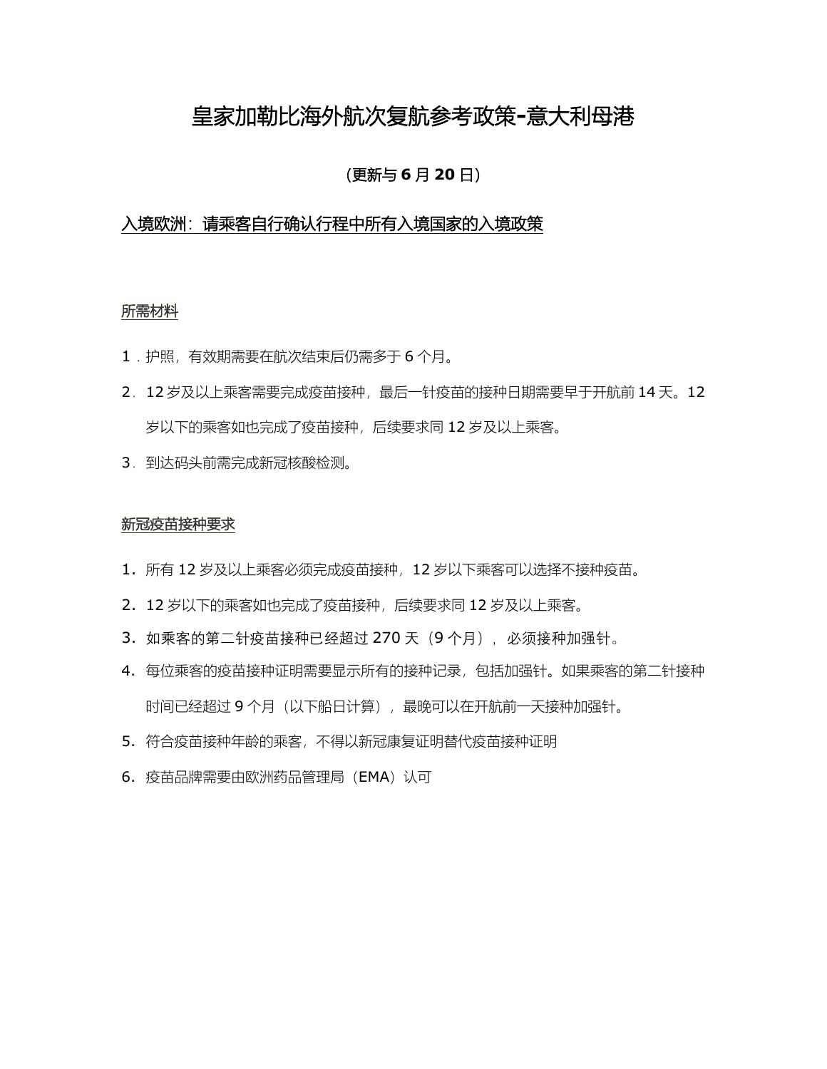# 皇家加勒比海外航次复航参考政策-意大利母港

**（更新与 6 月 20 日）**

## 入境欧洲：请乘客自行确认行程中所有入境国家的入境政策

### 所需材料

1．护照，有效期需要在航次结束后仍需多于 6 个月。

2．12 岁及以上乘客需要完成疫苗接种，最后一针疫苗的接种日期需要早于开航前 14 天。12 岁以下的乘客如也完成了疫苗接种，后续要求同 12 岁及以上乘客。

3．到达码头前需完成新冠核酸检测。

### 新冠疫苗接种要求

1. 所有 12 岁及以上乘客必须完成疫苗接种，12 岁以下乘客可以选择不接种疫苗。
2. 12 岁以下的乘客如也完成了疫苗接种，后续要求同 12 岁及以上乘客。
3. 如乘客的第二针疫苗接种已经超过 270 天（9 个月），必须接种加强针。
4. 每位乘客的疫苗接种证明需要显示所有的接种记录，包括加强针。如果乘客的第二针接种时间已经超过 9 个月（以下船日计算），最晚可以在开航前一天接种加强针。
5. 符合疫苗接种年龄的乘客，不得以新冠康复证明替代疫苗接种证明
6. 疫苗品牌需要由欧洲药品管理局（EMA）认可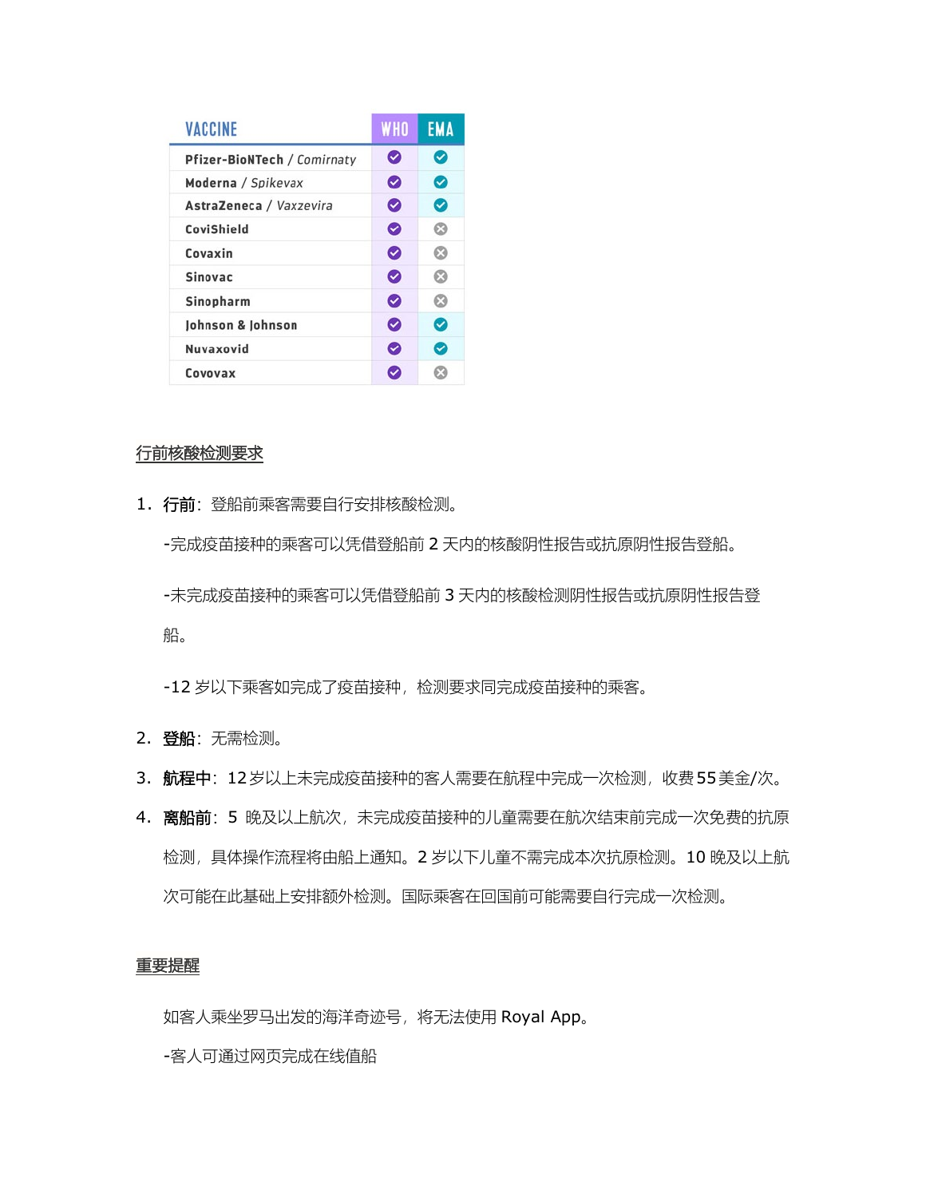| VACCINE | WHO | EMA |
|---|---|---|
| **Pfizer-BioNTech** / *Comirnaty* | ✔ | ✔ |
| **Moderna** / *Spikevax* | ✔ | ✔ |
| **AstraZeneca** / *Vaxzevira* | ✔ | ✔ |
| **CoviShield** | ✔ | ✖ |
| **Covaxin** | ✔ | ✖ |
| **Sinovac** | ✔ | ✖ |
| **Sinopharm** | ✔ | ✖ |
| **Johnson & Johnson** | ✔ | ✔ |
| **Nuvaxovid** | ✔ | ✔ |
| **Covovax** | ✔ | ✖ |

## 行前核酸检测要求

1. **行前**：登船前乘客需要自行安排核酸检测。

   -完成疫苗接种的乘客可以凭借登船前 2 天内的核酸阴性报告或抗原阴性报告登船。

   -未完成疫苗接种的乘客可以凭借登船前 3 天内的核酸检测阴性报告或抗原阴性报告登船。

   -12 岁以下乘客如完成了疫苗接种，检测要求同完成疫苗接种的乘客。

2. **登船**：无需检测。
3. **航程中**：12 岁以上未完成疫苗接种的客人需要在航程中完成一次检测，收费 55 美金/次。
4. **离船前**：5 晚及以上航次，未完成疫苗接种的儿童需要在航次结束前完成一次免费的抗原检测，具体操作流程将由船上通知。2 岁以下儿童不需完成本次抗原检测。10 晚及以上航次可能在此基础上安排额外检测。国际乘客在回国前可能需要自行完成一次检测。

## 重要提醒

如客人乘坐罗马出发的海洋奇迹号，将无法使用 Royal App。

-客人可通过网页完成在线值船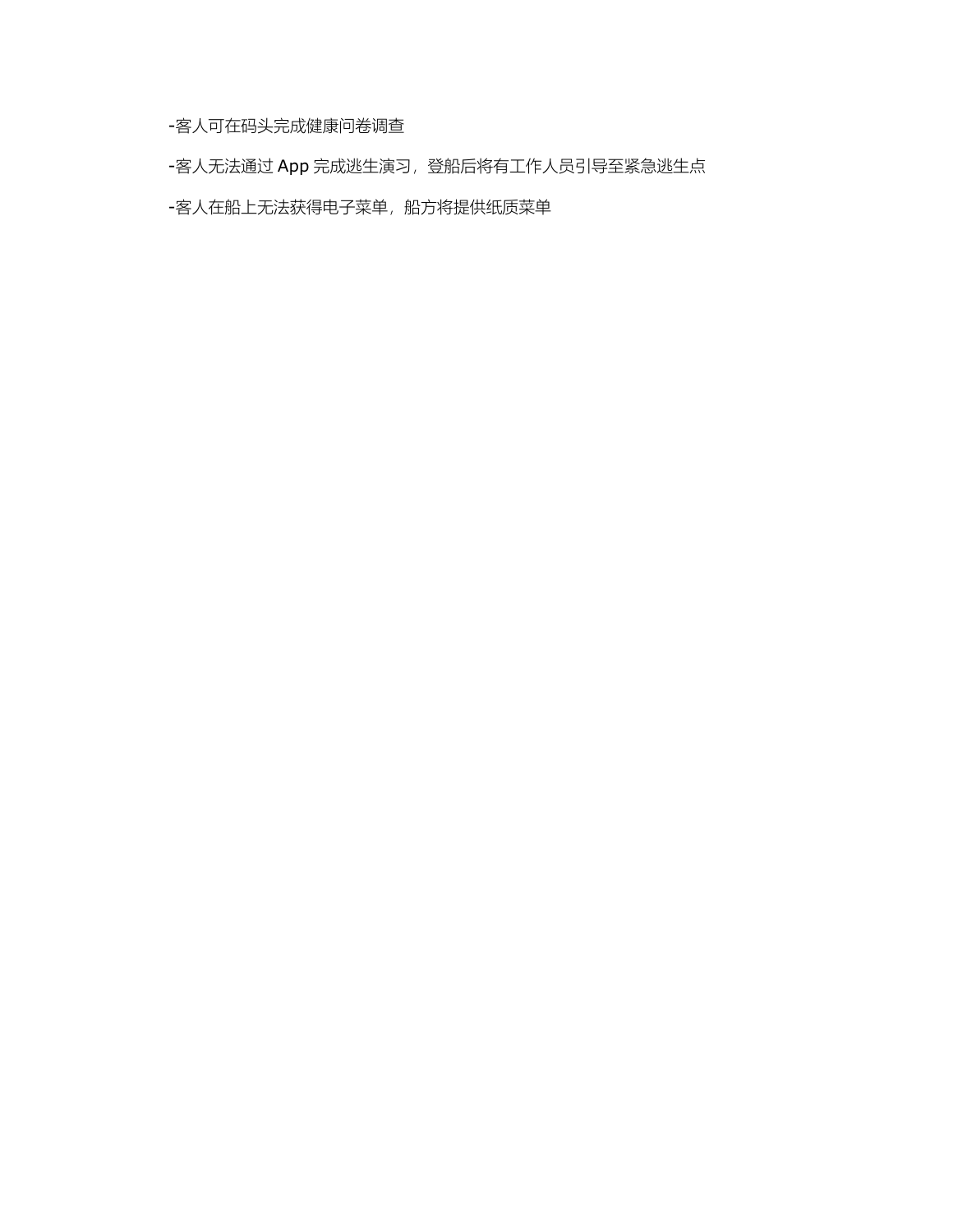-客人可在码头完成健康问卷调查

-客人无法通过 App 完成逃生演习，登船后将有工作人员引导至紧急逃生点

-客人在船上无法获得电子菜单，船方将提供纸质菜单